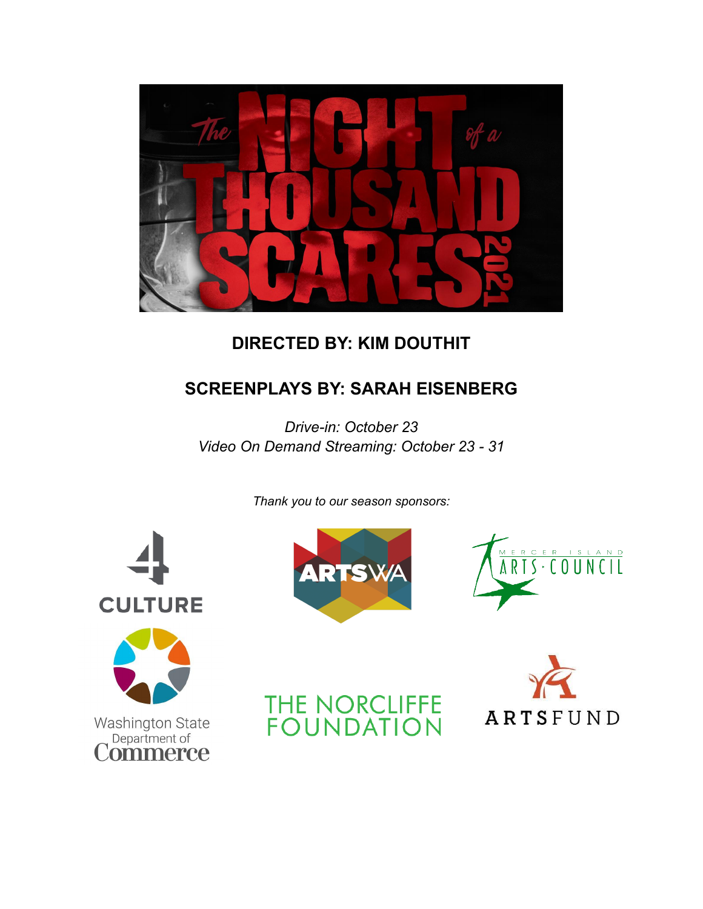# The Night of a Thousand Scares 2021

**DIRECTED BY: KIM DOUTHIT**

**SCREENPLAYS BY: SARAH EISENBERG**

*Drive-in: October 23*
*Video On Demand Streaming: October 23 - 31*

*Thank you to our season sponsors:*

4 CULTURE

ARTSWA

MERCER ISLAND ARTS COUNCIL

Washington State Department of Commerce

THE NORCLIFFE FOUNDATION

ARTSFUND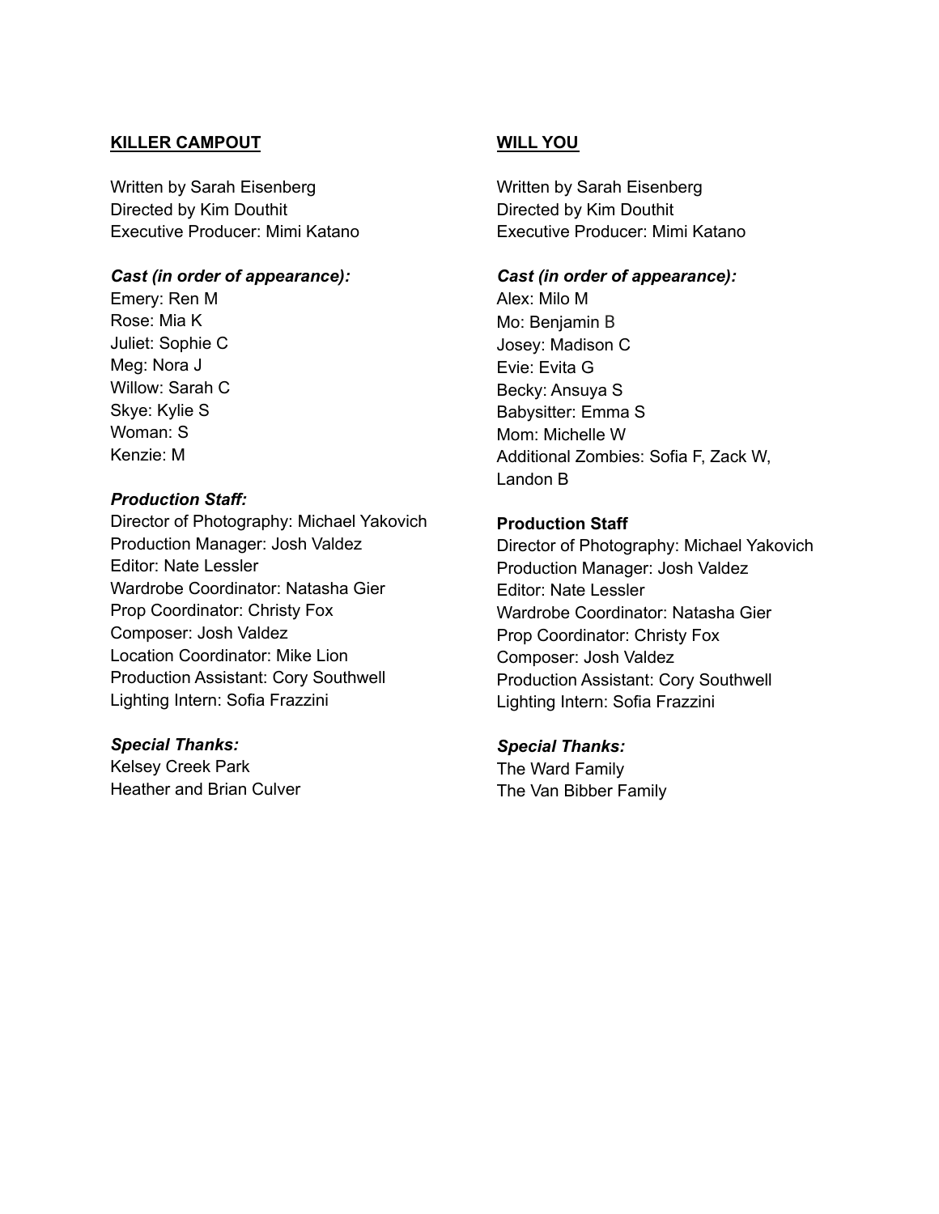## KILLER CAMPOUT

Written by Sarah Eisenberg
Directed by Kim Douthit
Executive Producer: Mimi Katano

***Cast (in order of appearance):***
Emery: Ren M
Rose: Mia K
Juliet: Sophie C
Meg: Nora J
Willow: Sarah C
Skye: Kylie S
Woman: S
Kenzie: M

***Production Staff:***
Director of Photography: Michael Yakovich
Production Manager: Josh Valdez
Editor: Nate Lessler
Wardrobe Coordinator: Natasha Gier
Prop Coordinator: Christy Fox
Composer: Josh Valdez
Location Coordinator: Mike Lion
Production Assistant: Cory Southwell
Lighting Intern: Sofia Frazzini

***Special Thanks:***
Kelsey Creek Park
Heather and Brian Culver

## WILL YOU

Written by Sarah Eisenberg
Directed by Kim Douthit
Executive Producer: Mimi Katano

***Cast (in order of appearance):***
Alex: Milo M
Mo: Benjamin B
Josey: Madison C
Evie: Evita G
Becky: Ansuya S
Babysitter: Emma S
Mom: Michelle W
Additional Zombies: Sofia F, Zack W, Landon B

**Production Staff**
Director of Photography: Michael Yakovich
Production Manager: Josh Valdez
Editor: Nate Lessler
Wardrobe Coordinator: Natasha Gier
Prop Coordinator: Christy Fox
Composer: Josh Valdez
Production Assistant: Cory Southwell
Lighting Intern: Sofia Frazzini

***Special Thanks:***
The Ward Family
The Van Bibber Family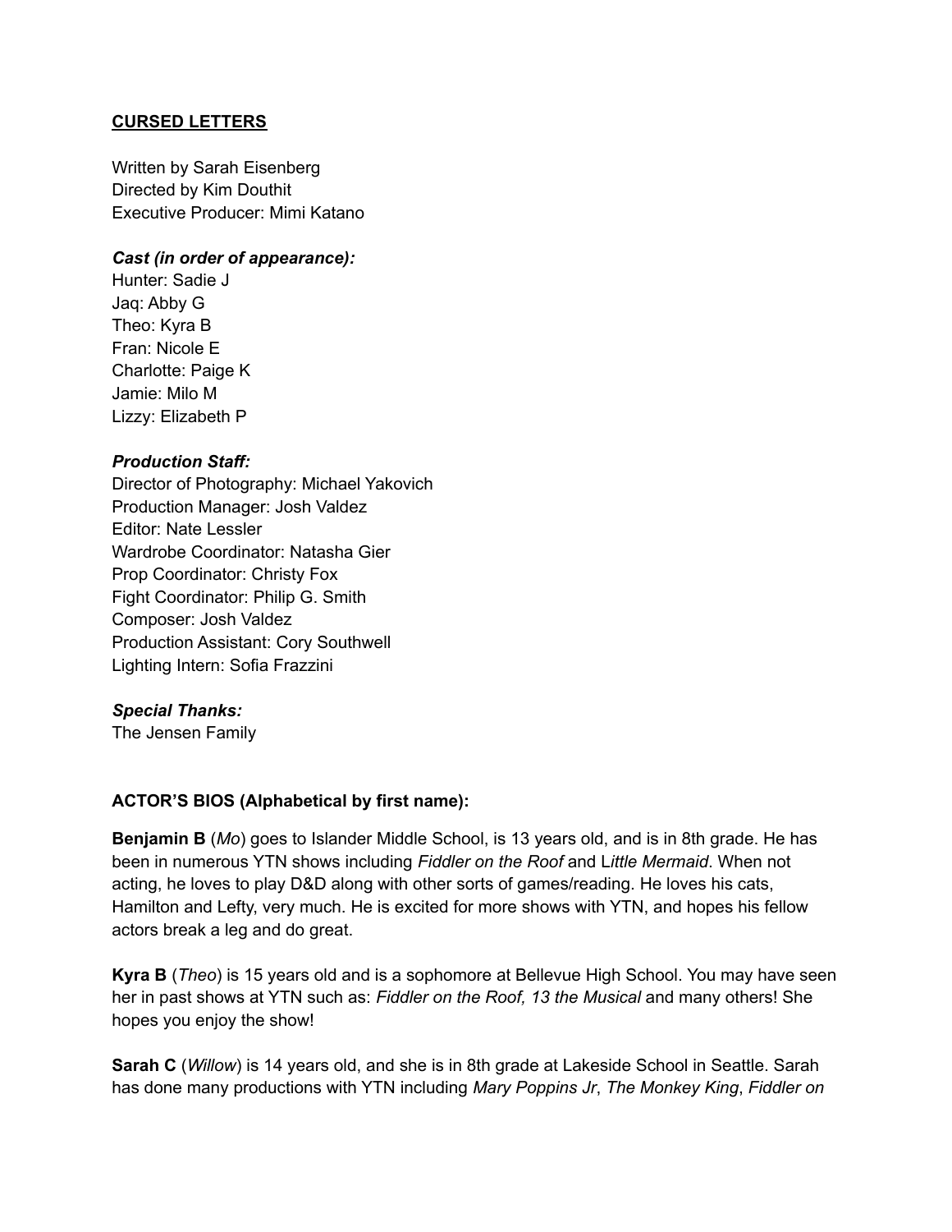## **CURSED LETTERS**

Written by Sarah Eisenberg
Directed by Kim Douthit
Executive Producer: Mimi Katano

***Cast (in order of appearance):***
Hunter: Sadie J
Jaq: Abby G
Theo: Kyra B
Fran: Nicole E
Charlotte: Paige K
Jamie: Milo M
Lizzy: Elizabeth P

***Production Staff:***
Director of Photography: Michael Yakovich
Production Manager: Josh Valdez
Editor: Nate Lessler
Wardrobe Coordinator: Natasha Gier
Prop Coordinator: Christy Fox
Fight Coordinator: Philip G. Smith
Composer: Josh Valdez
Production Assistant: Cory Southwell
Lighting Intern: Sofia Frazzini

***Special Thanks:***
The Jensen Family

**ACTOR'S BIOS (Alphabetical by first name):**

**Benjamin B** (*Mo*) goes to Islander Middle School, is 13 years old, and is in 8th grade. He has been in numerous YTN shows including *Fiddler on the Roof* and L*ittle Mermaid*. When not acting, he loves to play D&D along with other sorts of games/reading. He loves his cats, Hamilton and Lefty, very much. He is excited for more shows with YTN, and hopes his fellow actors break a leg and do great.

**Kyra B** (*Theo*) is 15 years old and is a sophomore at Bellevue High School. You may have seen her in past shows at YTN such as: *Fiddler on the Roof, 13 the Musical* and many others! She hopes you enjoy the show!

**Sarah C** (*Willow*) is 14 years old, and she is in 8th grade at Lakeside School in Seattle. Sarah has done many productions with YTN including *Mary Poppins Jr*, *The Monkey King*, *Fiddler on*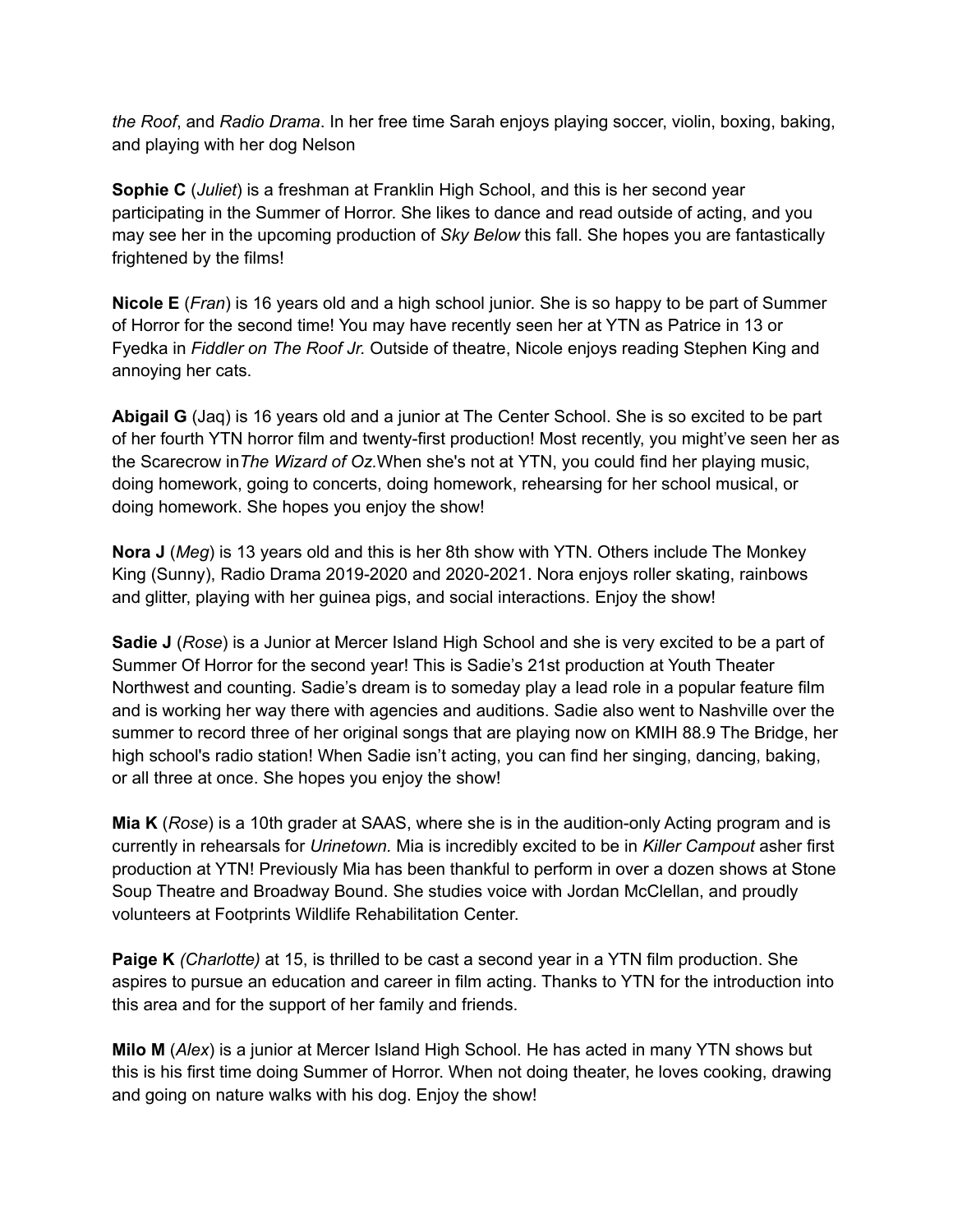*the Roof*, and *Radio Drama*. In her free time Sarah enjoys playing soccer, violin, boxing, baking, and playing with her dog Nelson

**Sophie C** (*Juliet*) is a freshman at Franklin High School, and this is her second year participating in the Summer of Horror. She likes to dance and read outside of acting, and you may see her in the upcoming production of *Sky Below* this fall. She hopes you are fantastically frightened by the films!

**Nicole E** (*Fran*) is 16 years old and a high school junior. She is so happy to be part of Summer of Horror for the second time! You may have recently seen her at YTN as Patrice in 13 or Fyedka in *Fiddler on The Roof Jr.* Outside of theatre, Nicole enjoys reading Stephen King and annoying her cats.

**Abigail G** (Jaq) is 16 years old and a junior at The Center School. She is so excited to be part of her fourth YTN horror film and twenty-first production! Most recently, you might've seen her as the Scarecrow in*The Wizard of Oz.*When she's not at YTN, you could find her playing music, doing homework, going to concerts, doing homework, rehearsing for her school musical, or doing homework. She hopes you enjoy the show!

**Nora J** (*Meg*) is 13 years old and this is her 8th show with YTN. Others include The Monkey King (Sunny), Radio Drama 2019-2020 and 2020-2021. Nora enjoys roller skating, rainbows and glitter, playing with her guinea pigs, and social interactions. Enjoy the show!

**Sadie J** (*Rose*) is a Junior at Mercer Island High School and she is very excited to be a part of Summer Of Horror for the second year! This is Sadie's 21st production at Youth Theater Northwest and counting. Sadie's dream is to someday play a lead role in a popular feature film and is working her way there with agencies and auditions. Sadie also went to Nashville over the summer to record three of her original songs that are playing now on KMIH 88.9 The Bridge, her high school's radio station! When Sadie isn't acting, you can find her singing, dancing, baking, or all three at once. She hopes you enjoy the show!

**Mia K** (*Rose*) is a 10th grader at SAAS, where she is in the audition-only Acting program and is currently in rehearsals for *Urinetown.* Mia is incredibly excited to be in *Killer Campout* asher first production at YTN! Previously Mia has been thankful to perform in over a dozen shows at Stone Soup Theatre and Broadway Bound. She studies voice with Jordan McClellan, and proudly volunteers at Footprints Wildlife Rehabilitation Center.

**Paige K** *(Charlotte)* at 15, is thrilled to be cast a second year in a YTN film production. She aspires to pursue an education and career in film acting. Thanks to YTN for the introduction into this area and for the support of her family and friends.

**Milo M** (*Alex*) is a junior at Mercer Island High School. He has acted in many YTN shows but this is his first time doing Summer of Horror. When not doing theater, he loves cooking, drawing and going on nature walks with his dog. Enjoy the show!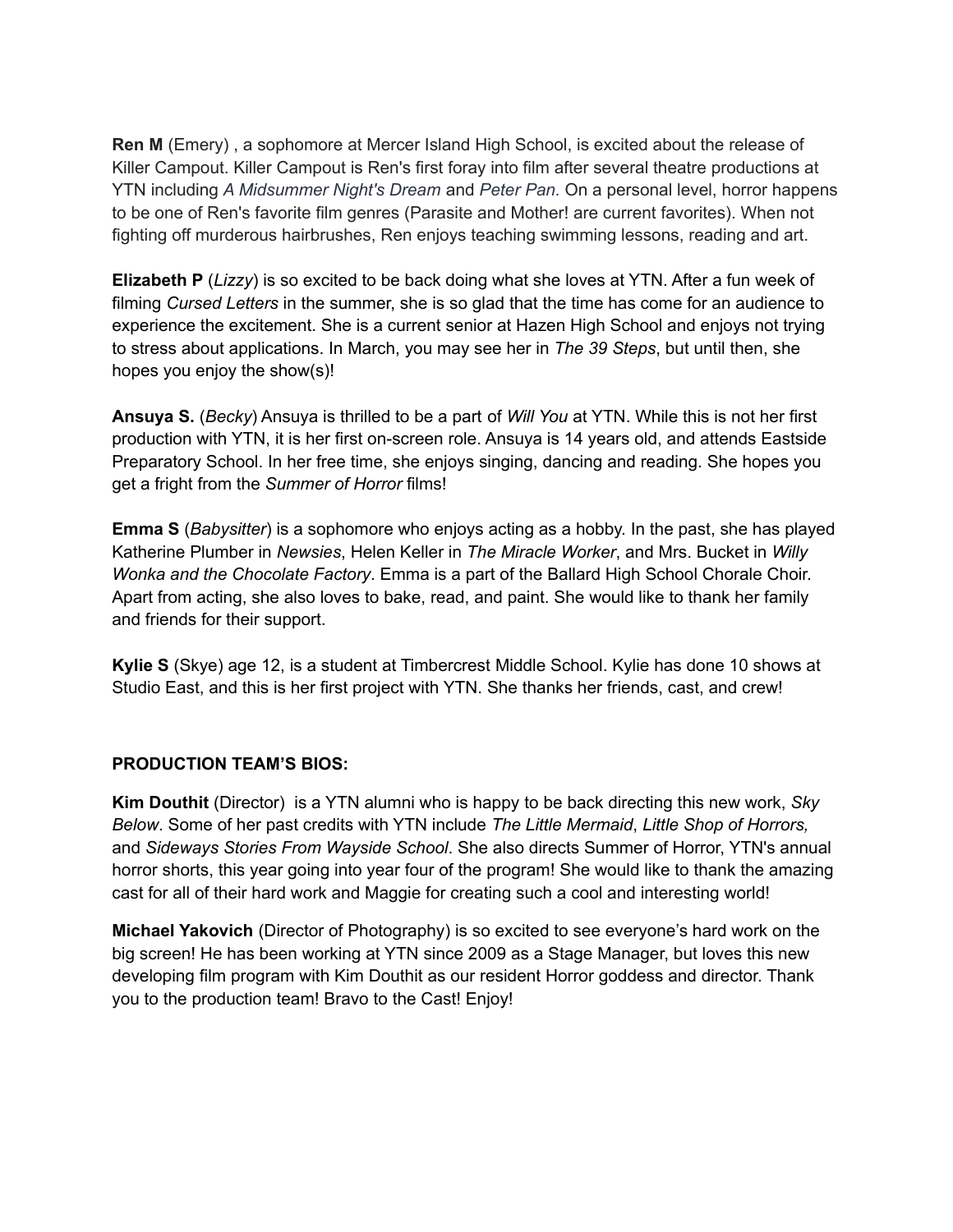**Ren M** (Emery) , a sophomore at Mercer Island High School, is excited about the release of Killer Campout. Killer Campout is Ren's first foray into film after several theatre productions at YTN including *A Midsummer Night's Dream* and *Peter Pan.* On a personal level, horror happens to be one of Ren's favorite film genres (Parasite and Mother! are current favorites). When not fighting off murderous hairbrushes, Ren enjoys teaching swimming lessons, reading and art.

**Elizabeth P** (*Lizzy*) is so excited to be back doing what she loves at YTN. After a fun week of filming *Cursed Letters* in the summer, she is so glad that the time has come for an audience to experience the excitement. She is a current senior at Hazen High School and enjoys not trying to stress about applications. In March, you may see her in *The 39 Steps*, but until then, she hopes you enjoy the show(s)!

**Ansuya S.** (*Becky*) Ansuya is thrilled to be a part of *Will You* at YTN. While this is not her first production with YTN, it is her first on-screen role. Ansuya is 14 years old, and attends Eastside Preparatory School. In her free time, she enjoys singing, dancing and reading. She hopes you get a fright from the *Summer of Horror* films!

**Emma S** (*Babysitter*) is a sophomore who enjoys acting as a hobby. In the past, she has played Katherine Plumber in *Newsies*, Helen Keller in *The Miracle Worker*, and Mrs. Bucket in *Willy Wonka and the Chocolate Factory*. Emma is a part of the Ballard High School Chorale Choir. Apart from acting, she also loves to bake, read, and paint. She would like to thank her family and friends for their support.

**Kylie S** (Skye) age 12, is a student at Timbercrest Middle School. Kylie has done 10 shows at Studio East, and this is her first project with YTN. She thanks her friends, cast, and crew!

**PRODUCTION TEAM'S BIOS:**

**Kim Douthit** (Director) is a YTN alumni who is happy to be back directing this new work, *Sky Below*. Some of her past credits with YTN include *The Little Mermaid*, *Little Shop of Horrors,* and *Sideways Stories From Wayside School*. She also directs Summer of Horror, YTN's annual horror shorts, this year going into year four of the program! She would like to thank the amazing cast for all of their hard work and Maggie for creating such a cool and interesting world!

**Michael Yakovich** (Director of Photography) is so excited to see everyone's hard work on the big screen! He has been working at YTN since 2009 as a Stage Manager, but loves this new developing film program with Kim Douthit as our resident Horror goddess and director. Thank you to the production team! Bravo to the Cast! Enjoy!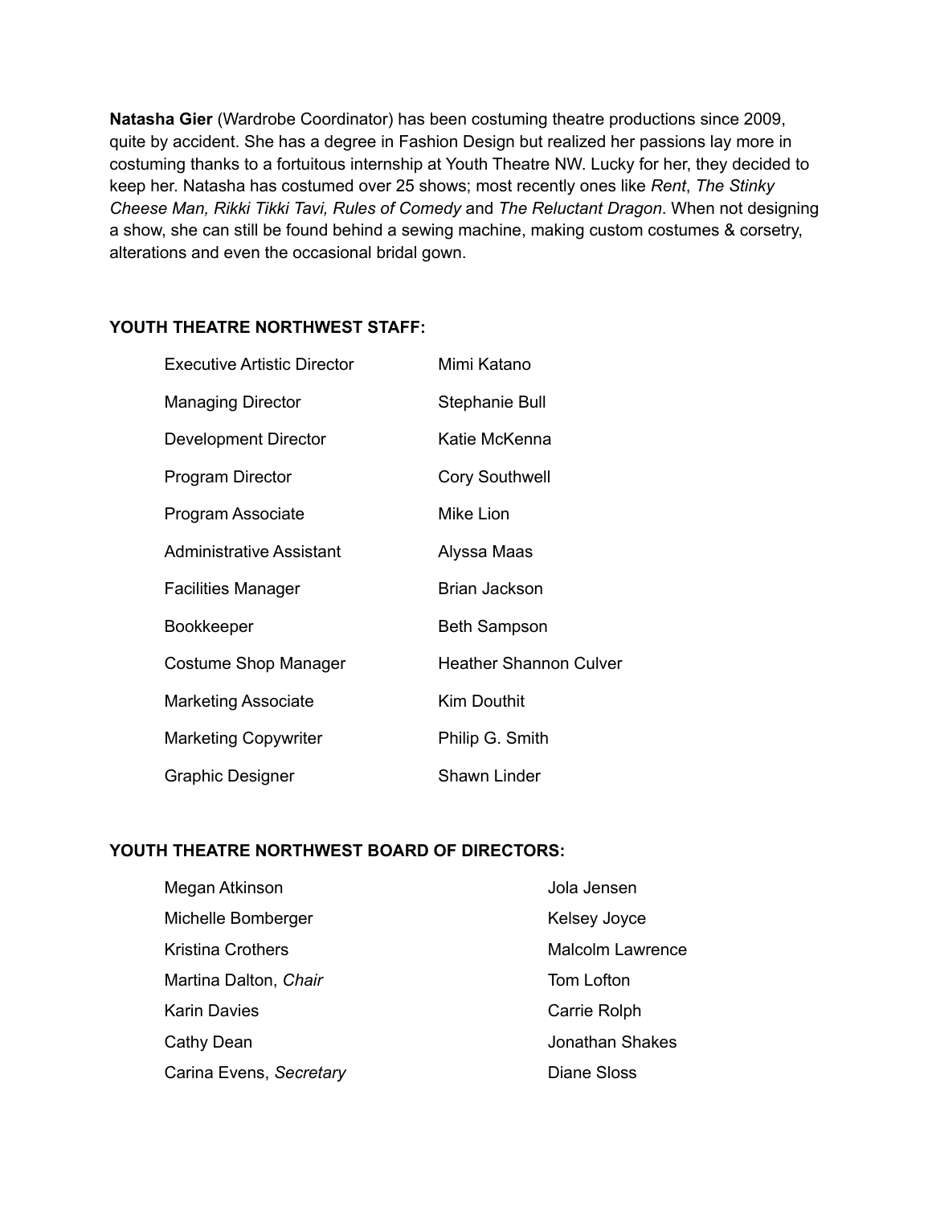**Natasha Gier** (Wardrobe Coordinator) has been costuming theatre productions since 2009, quite by accident. She has a degree in Fashion Design but realized her passions lay more in costuming thanks to a fortuitous internship at Youth Theatre NW. Lucky for her, they decided to keep her. Natasha has costumed over 25 shows; most recently ones like *Rent*, *The Stinky Cheese Man, Rikki Tikki Tavi, Rules of Comedy* and *The Reluctant Dragon*. When not designing a show, she can still be found behind a sewing machine, making custom costumes & corsetry, alterations and even the occasional bridal gown.

**YOUTH THEATRE NORTHWEST STAFF:**

| | |
|---|---|
| Executive Artistic Director | Mimi Katano |
| Managing Director | Stephanie Bull |
| Development Director | Katie McKenna |
| Program Director | Cory Southwell |
| Program Associate | Mike Lion |
| Administrative Assistant | Alyssa Maas |
| Facilities Manager | Brian Jackson |
| Bookkeeper | Beth Sampson |
| Costume Shop Manager | Heather Shannon Culver |
| Marketing Associate | Kim Douthit |
| Marketing Copywriter | Philip G. Smith |
| Graphic Designer | Shawn Linder |

**YOUTH THEATRE NORTHWEST BOARD OF DIRECTORS:**

| | |
|---|---|
| Megan Atkinson | Jola Jensen |
| Michelle Bomberger | Kelsey Joyce |
| Kristina Crothers | Malcolm Lawrence |
| Martina Dalton, *Chair* | Tom Lofton |
| Karin Davies | Carrie Rolph |
| Cathy Dean | Jonathan Shakes |
| Carina Evens, *Secretary* | Diane Sloss |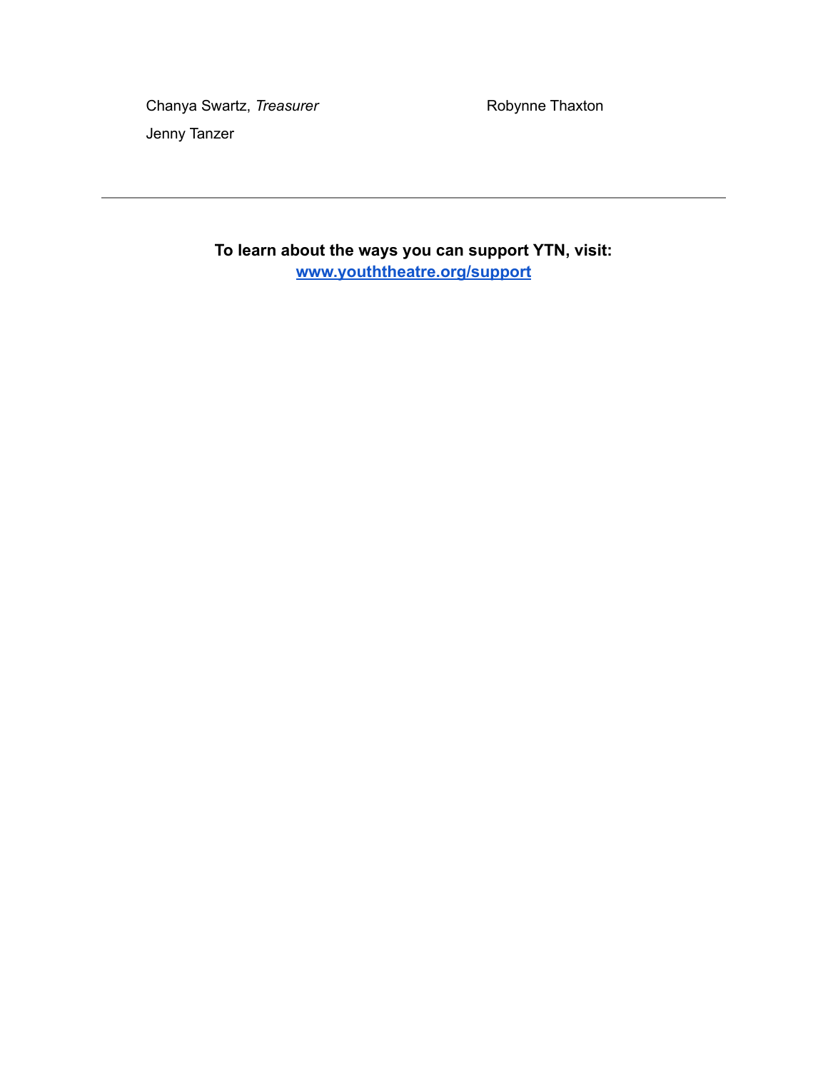Chanya Swartz, *Treasurer*

Jenny Tanzer

Robynne Thaxton

---

**To learn about the ways you can support YTN, visit:**
**[www.youththeatre.org/support](http://www.youththeatre.org/support)**